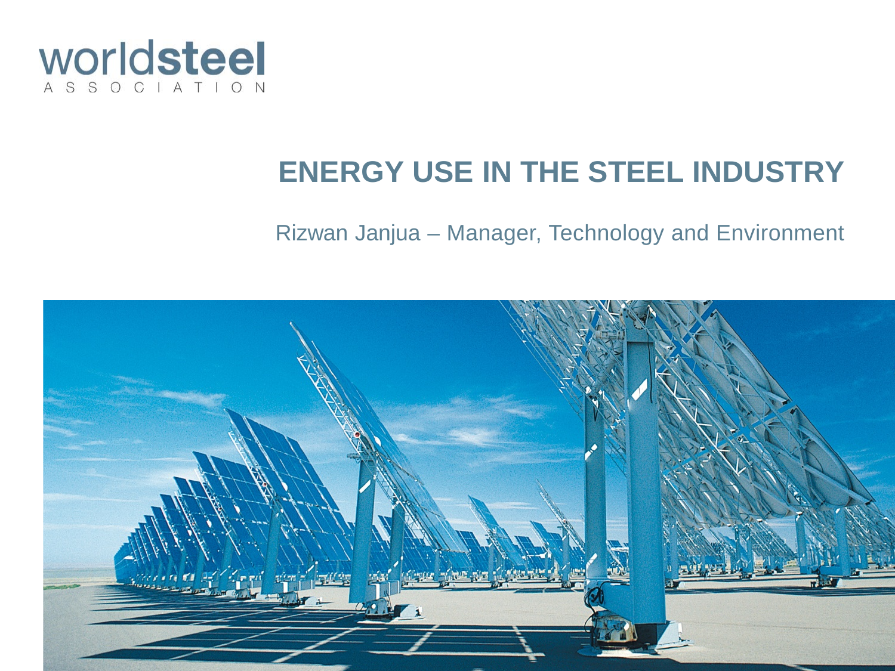worldsteel ASSOCIATION

# ENERGY USE IN THE STEEL INDUSTRY

Rizwan Janjua – Manager, Technology and Environment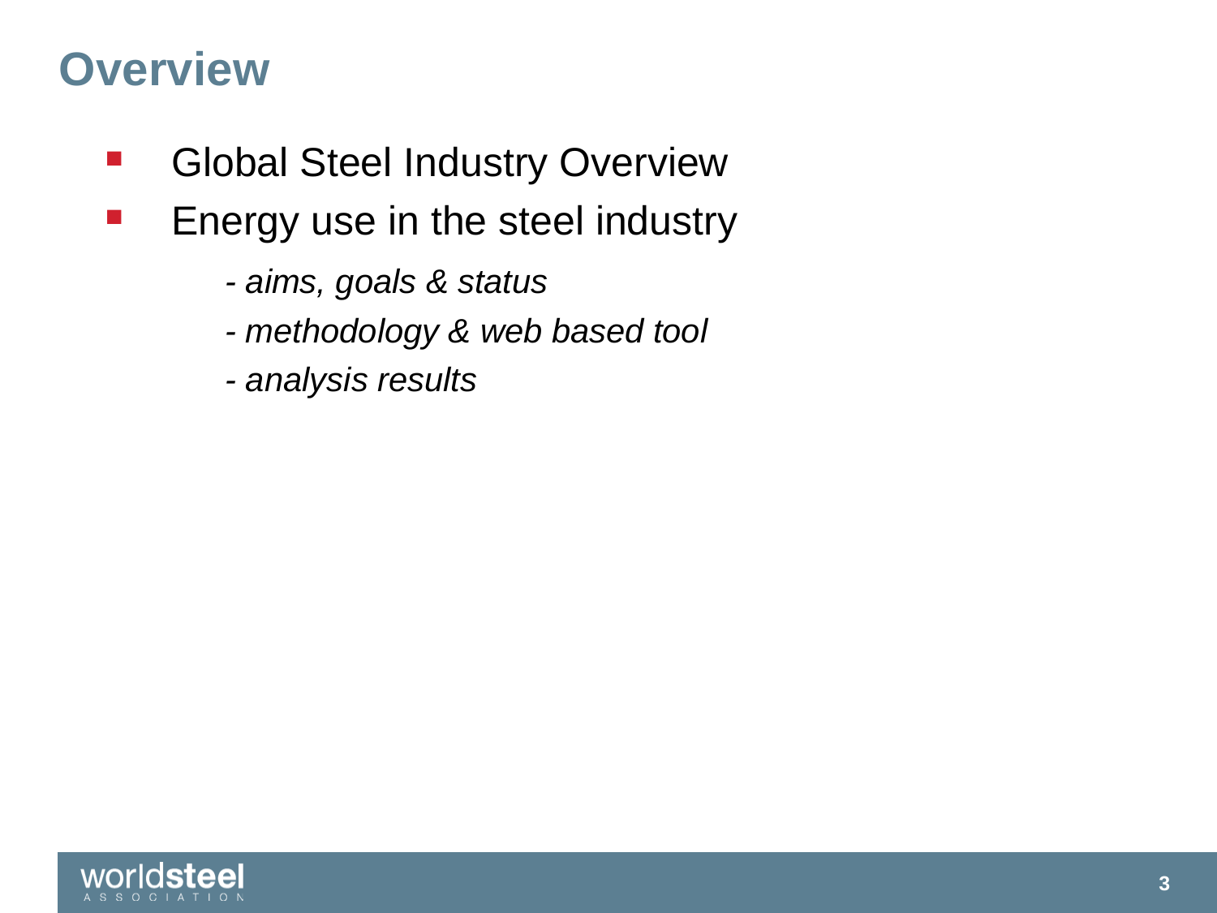# Overview

- Global Steel Industry Overview
- Energy use in the steel industry
  - *- aims, goals & status*
  - *- methodology & web based tool*
  - *- analysis results*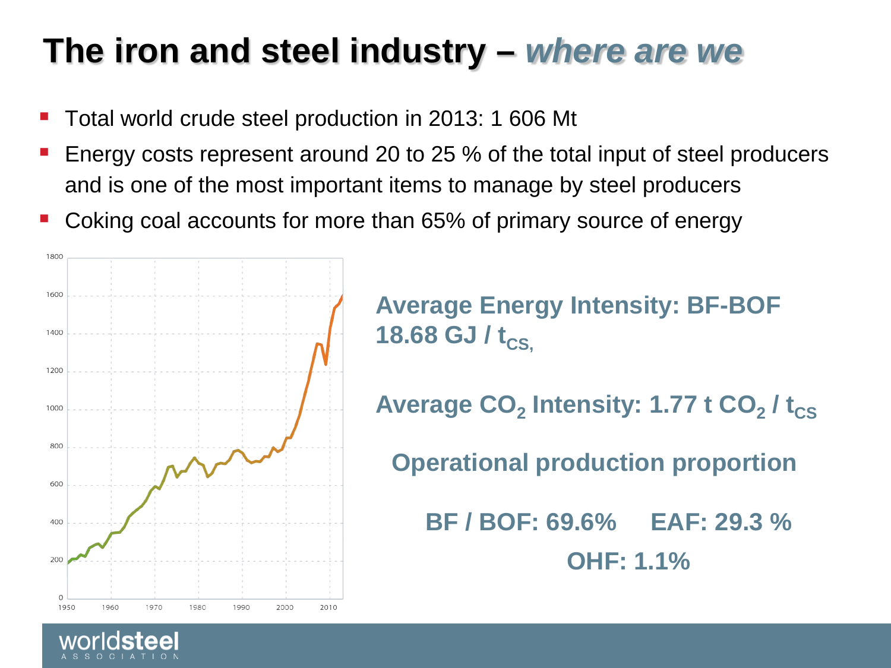# The iron and steel industry – *where are we*

- Total world crude steel production in 2013: 1 606 Mt
- Energy costs represent around 20 to 25 % of the total input of steel producers and is one of the most important items to manage by steel producers
- Coking coal accounts for more than 65% of primary source of energy

**Average Energy Intensity: BF-BOF 18.68 GJ / $t_{CS}$,**

**Average $CO_2$ Intensity: 1.77 t $CO_2$ / $t_{CS}$**

**Operational production proportion**

**BF / BOF: 69.6%  EAF: 29.3 %**

**OHF: 1.1%**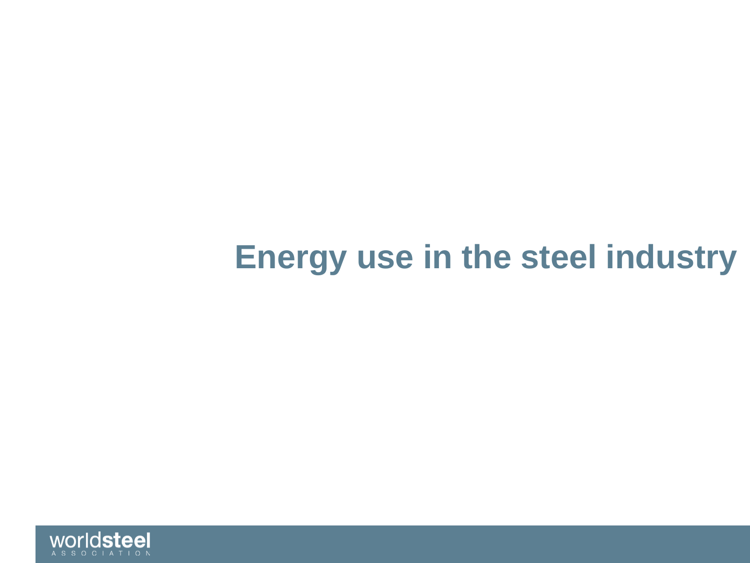# Energy use in the steel industry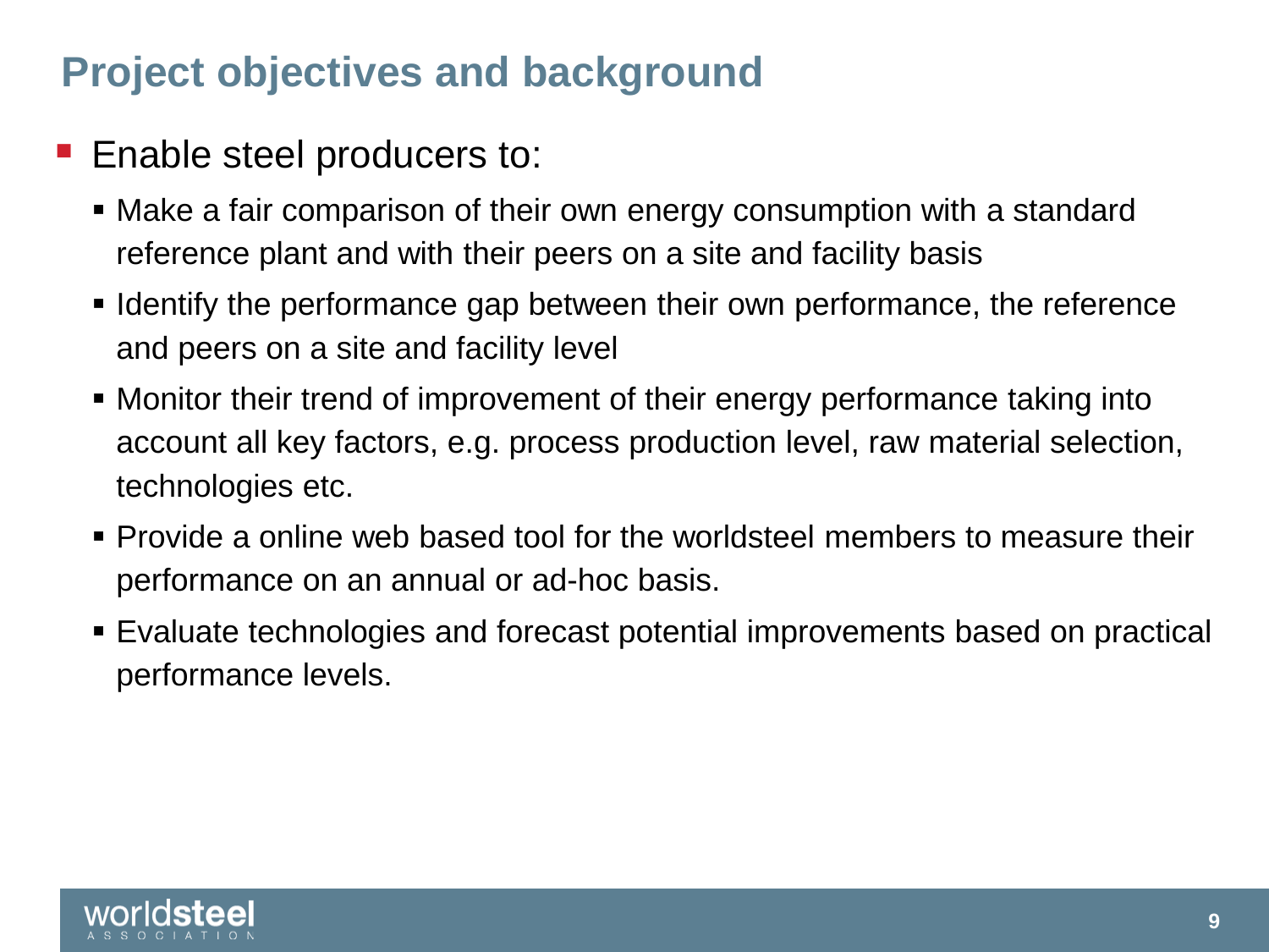# Project objectives and background

- Enable steel producers to:
  - Make a fair comparison of their own energy consumption with a standard reference plant and with their peers on a site and facility basis
  - Identify the performance gap between their own performance, the reference and peers on a site and facility level
  - Monitor their trend of improvement of their energy performance taking into account all key factors, e.g. process production level, raw material selection, technologies etc.
  - Provide a online web based tool for the worldsteel members to measure their performance on an annual or ad-hoc basis.
  - Evaluate technologies and forecast potential improvements based on practical performance levels.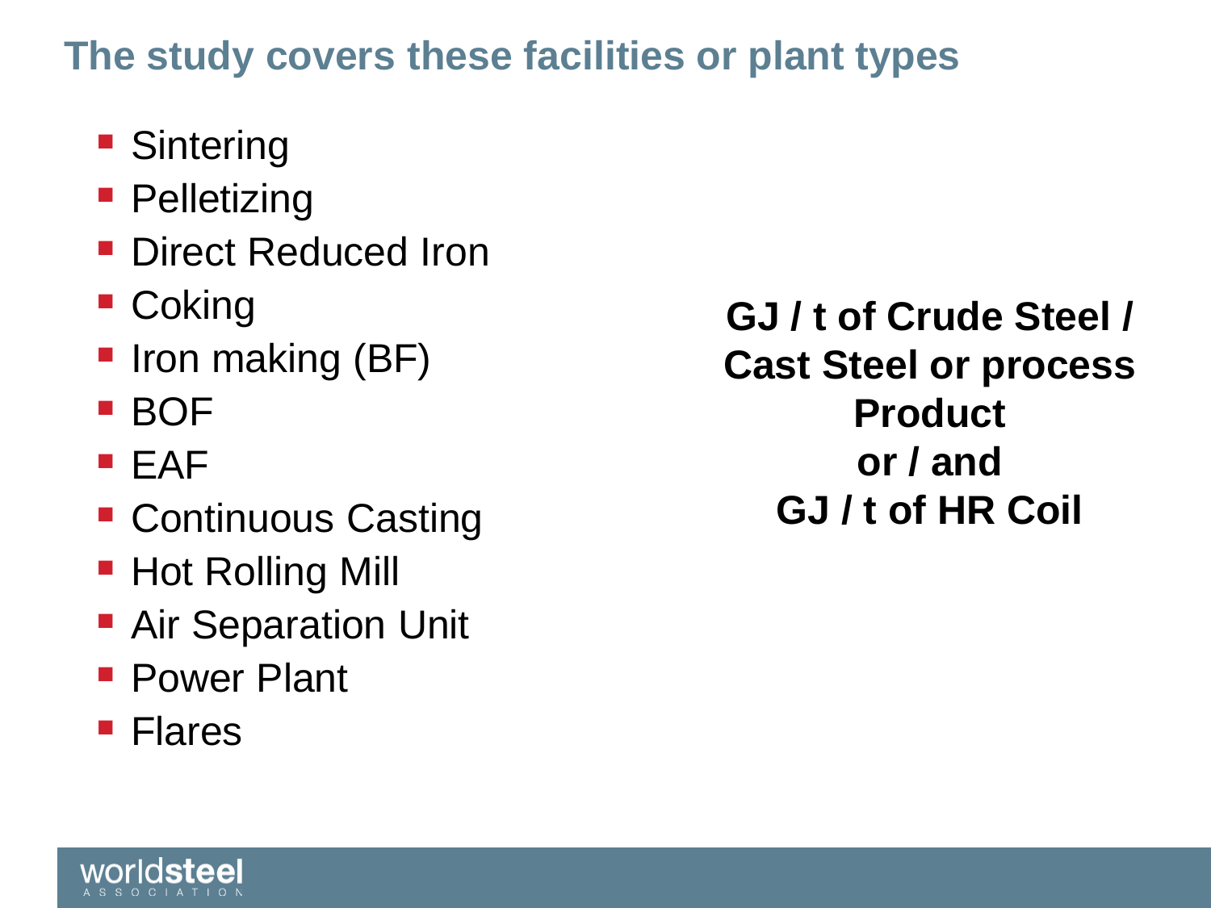## The study covers these facilities or plant types

- Sintering
- Pelletizing
- Direct Reduced Iron
- Coking
- Iron making (BF)
- BOF
- EAF
- Continuous Casting
- Hot Rolling Mill
- Air Separation Unit
- Power Plant
- Flares

**GJ / t of Crude Steel / Cast Steel or process Product or / and GJ / t of HR Coil**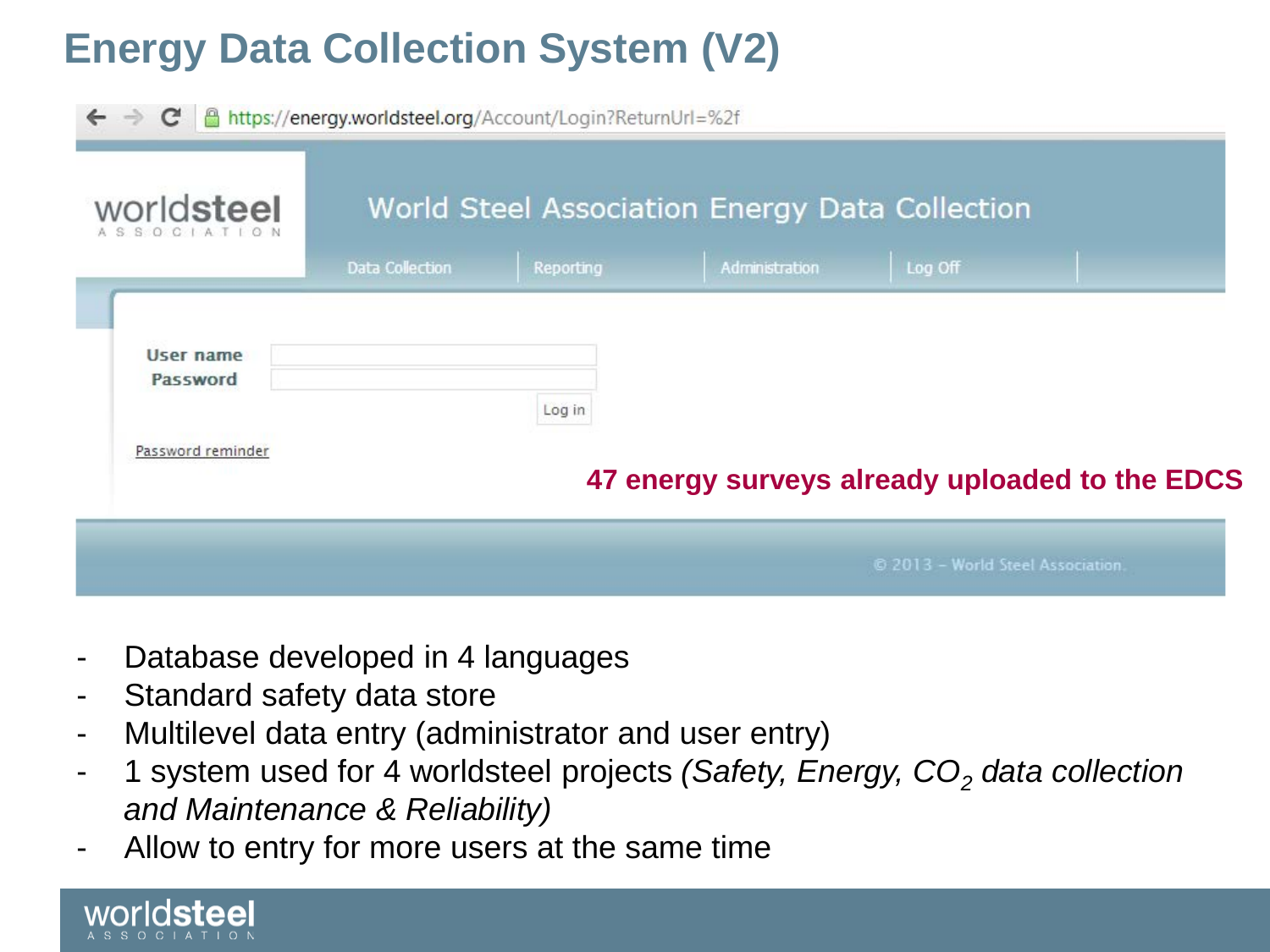# Energy Data Collection System (V2)

https://energy.worldsteel.org/Account/Login?ReturnUrl=%2f

worldsteel ASSOCIATION

World Steel Association Energy Data Collection

Data Collection | Reporting | Administration | Log Off

User name

Password

Log in

Password reminder

**47 energy surveys already uploaded to the EDCS**

© 2013 – World Steel Association.

- Database developed in 4 languages
- Standard safety data store
- Multilevel data entry (administrator and user entry)
- 1 system used for 4 worldsteel projects *(Safety, Energy, $CO_2$ data collection and Maintenance & Reliability)*
- Allow to entry for more users at the same time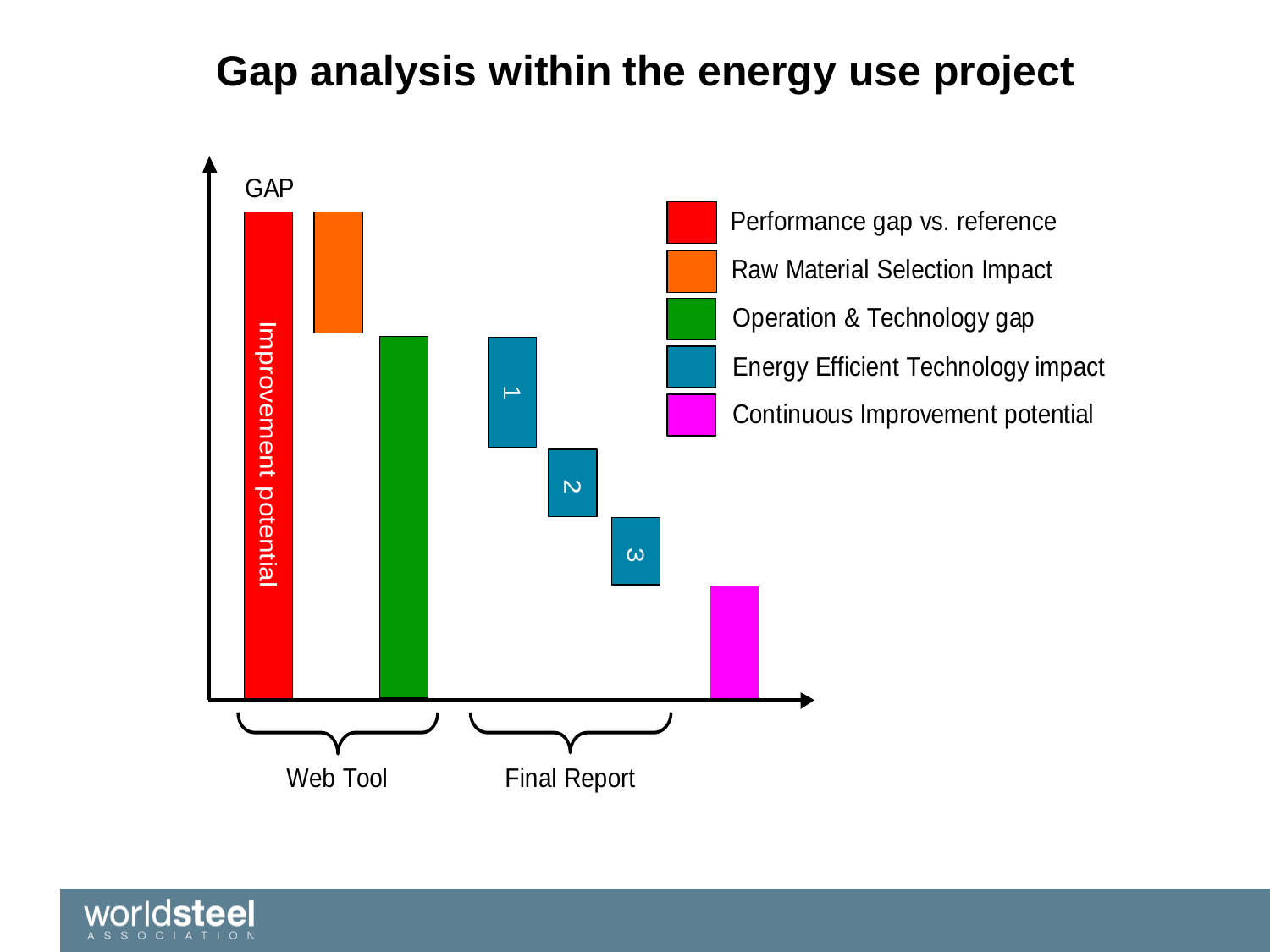# Gap analysis within the energy use project

GAP

Improvement potential

1

2

3

- Performance gap vs. reference
- Raw Material Selection Impact
- Operation & Technology gap
- Energy Efficient Technology impact
- Continuous Improvement potential

Web Tool

Final Report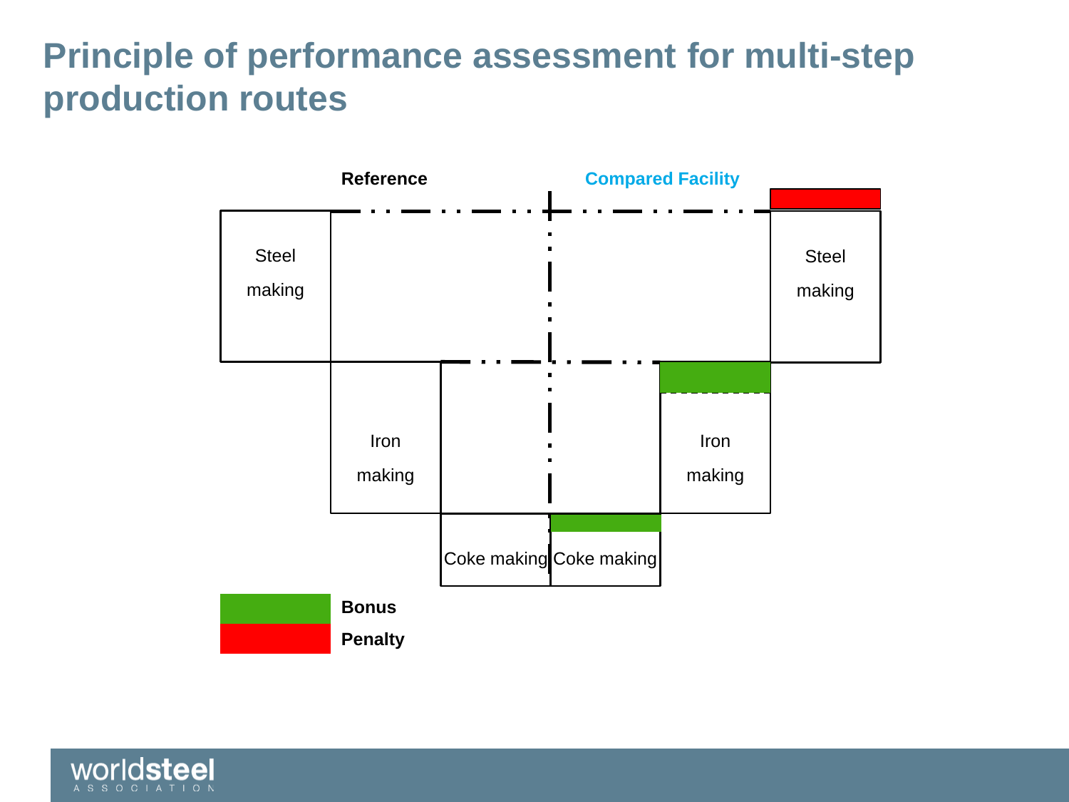# Principle of performance assessment for multi-step production routes

Reference

Compared Facility

Steel making

Steel making

Iron making

Iron making

Coke making

Coke making

Bonus

Penalty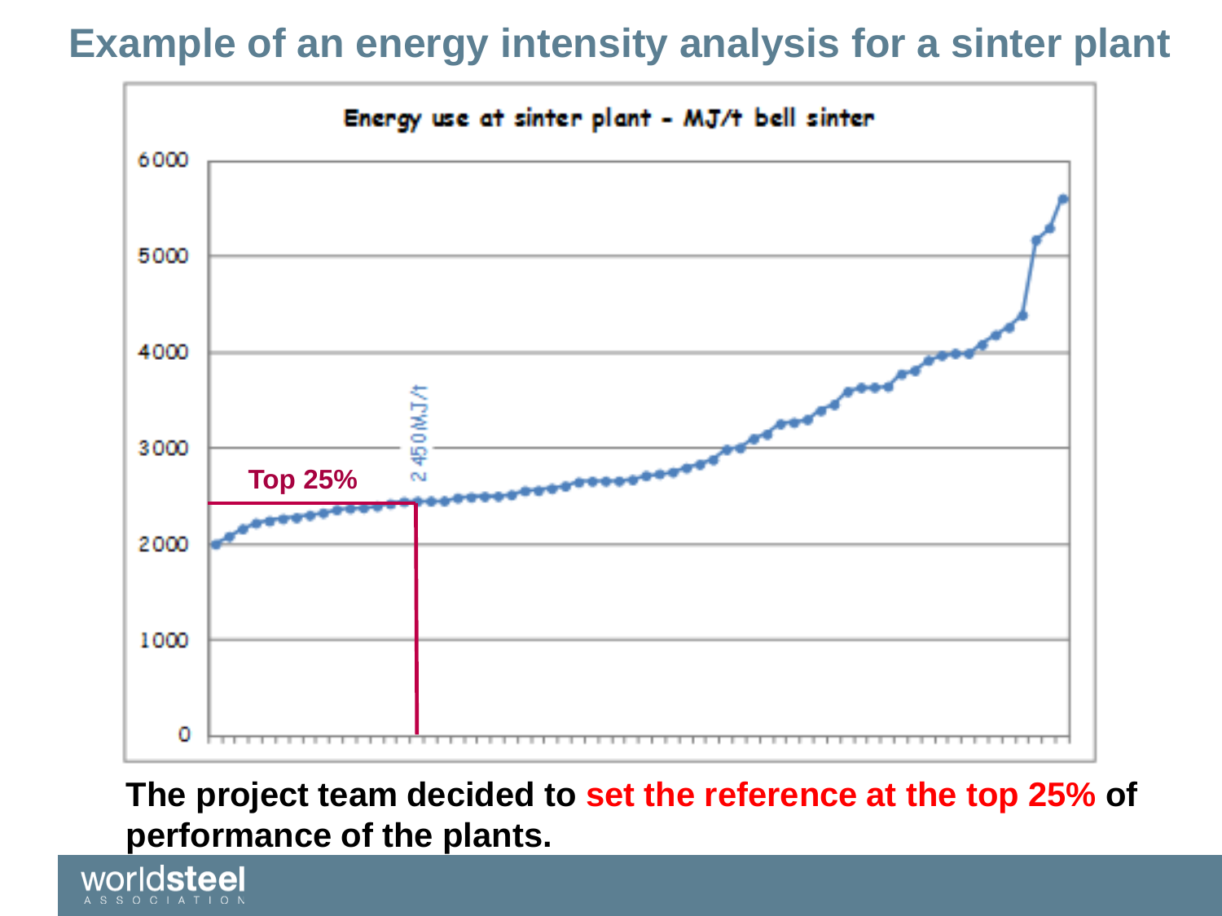# Example of an energy intensity analysis for a sinter plant

Energy use at sinter plant - MJ/t bell sinter

Top 25%

2 450 MJ/t

**The project team decided to set the reference at the top 25% of performance of the plants.**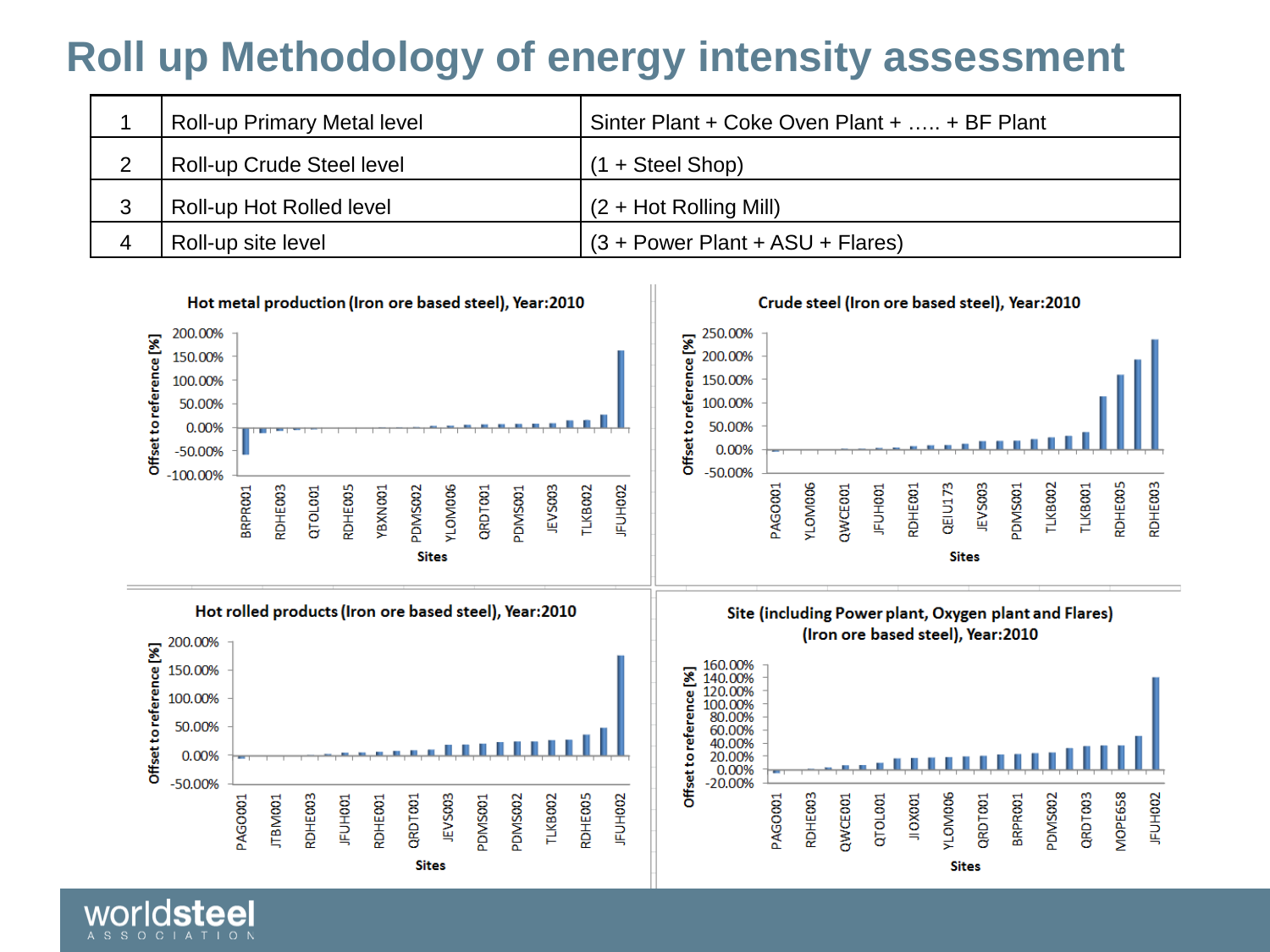# Roll up Methodology of energy intensity assessment

| 1 | Roll-up Primary Metal level | Sinter Plant + Coke Oven Plant + ….. + BF Plant |
|---|---|---|
| 2 | Roll-up Crude Steel level | (1 + Steel Shop) |
| 3 | Roll-up Hot Rolled level | (2 + Hot Rolling Mill) |
| 4 | Roll-up site level | (3 + Power Plant + ASU + Flares) |

**Hot metal production (Iron ore based steel), Year:2010**

Offset to reference [%]

Sites: BRPR001, RDHE003, QTOL001, RDHE005, YBXN001, PDMS002, YLOM006, QRDT001, PDMS001, JEVS003, TLKB002, JFUH002

**Crude steel (Iron ore based steel), Year:2010**

Offset to reference [%]

Sites: PAGO001, YLOM006, QWCE001, JFUH001, RDHE001, QEIU173, JEVS003, PDMS001, TLKB002, TLKB001, RDHE005, RDHE003

**Hot rolled products (Iron ore based steel), Year:2010**

Offset to reference [%]

Sites: PAGO001, JTBM001, RDHE003, JFUH001, RDHE001, QRDT001, JEVS003, PDMS001, PDMS002, TLKB002, RDHE005, JFUH002

**Site (including Power plant, Oxygen plant and Flares) (Iron ore based steel), Year:2010**

Offset to reference [%]

Sites: PAGO001, RDHE003, QWCE001, QTOL001, JIOX001, YLOM006, QRDT001, BRPR001, PDMS002, QRDT003, MOPE658, JFUH002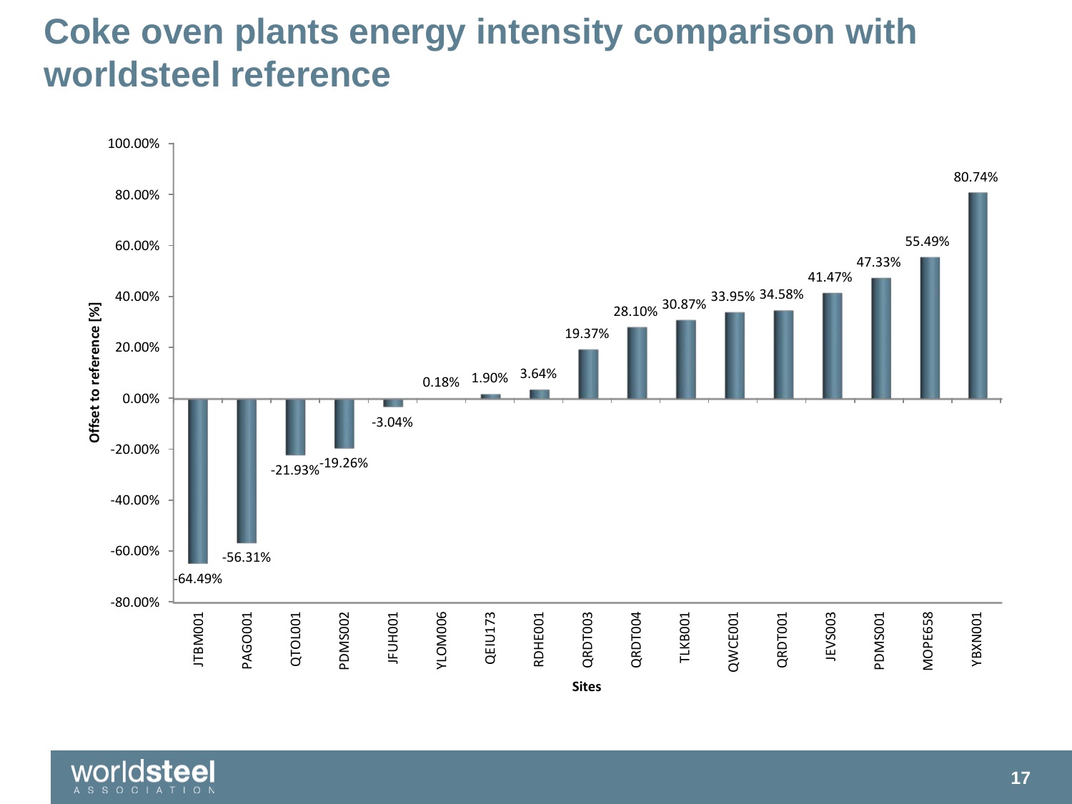# Coke oven plants energy intensity comparison with worldsteel reference

| Sites | Offset to reference [%] |
| --- | --- |
| JTBM001 | -64.49% |
| PAGO001 | -56.31% |
| QTOL001 | -21.93% |
| PDMS002 | -19.26% |
| JFUH001 | -3.04% |
| YLOM006 | 0.18% |
| QEIU173 | 1.90% |
| RDHE001 | 3.64% |
| QRDT003 | 19.37% |
| QRDT004 | 28.10% |
| TLKB001 | 30.87% |
| QWCE001 | 33.95% |
| QRDT001 | 34.58% |
| JEVS003 | 41.47% |
| PDMS001 | 47.33% |
| MOPE658 | 55.49% |
| YBXN001 | 80.74% |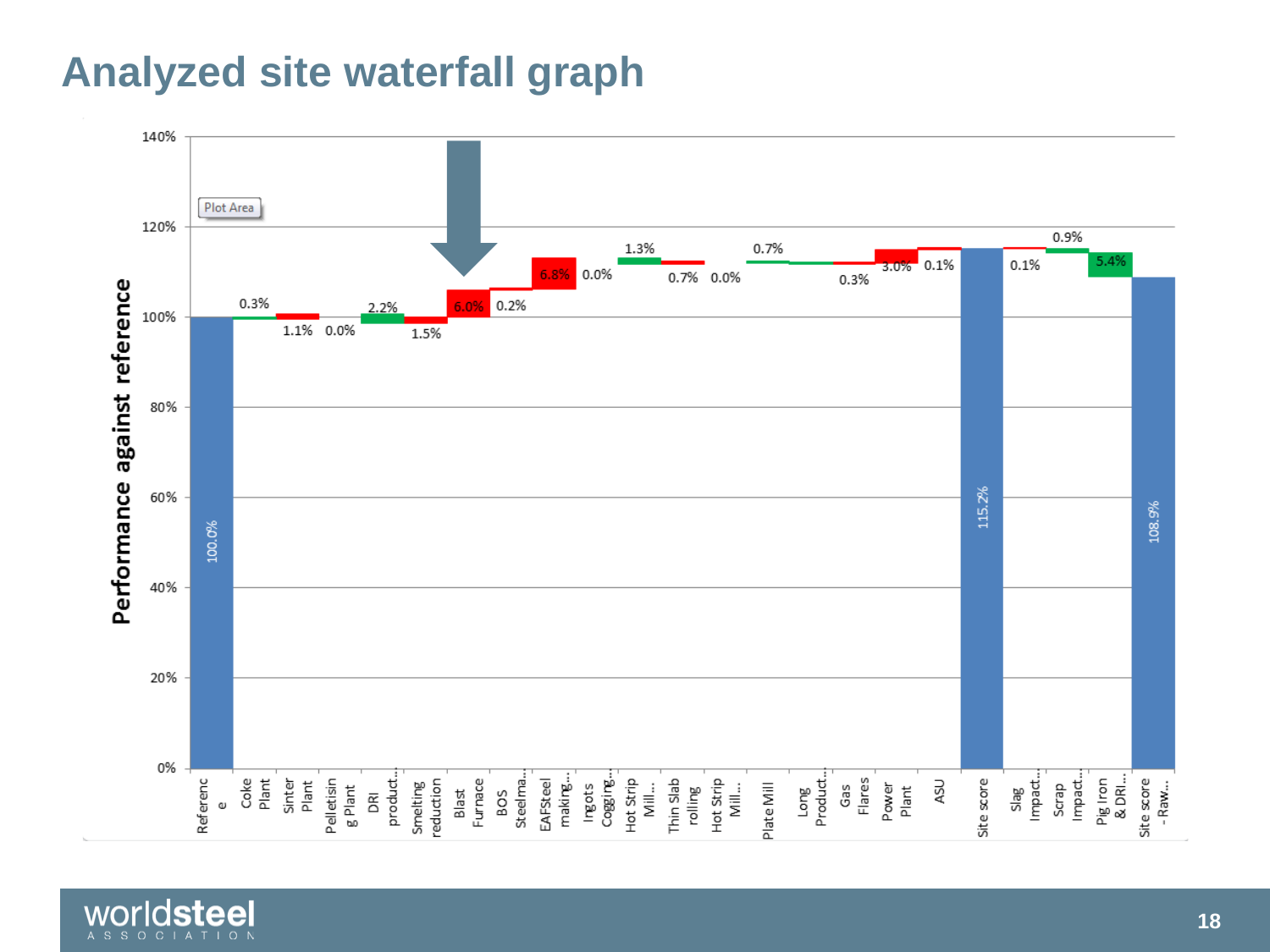# Analyzed site waterfall graph

Performance against reference

| Category | Value |
|---|---|
| Reference | 100.0% |
| Coke Plant | 0.3% |
| Sinter Plant | 1.1% |
| Pelletising Plant | 0.0% |
| DRI product... | 2.2% |
| Smelting reduction | 1.5% |
| Blast Furnace | 6.0% |
| BOS Steelma... | 0.2% |
| EAFSteel making... | 6.8% |
| Ingots Cogging... | 0.0% |
| Hot Strip Mill... | 1.3% |
| Thin Slab rolling | 0.7% |
| Hot Strip Mill... | 0.0% |
| Plate Mill | 0.7% |
| Long Product... | 0.3% |
| Gas Flares | 3.0% |
| Power Plant | 0.1% |
| ASU | 0.1% |
| Site score | 115.2% |
| Slag Impact... | 0.1% |
| Scrap Impact... | 0.9% |
| Pig Iron & DRI... | 5.4% |
| Site score - Raw... | 108.9% |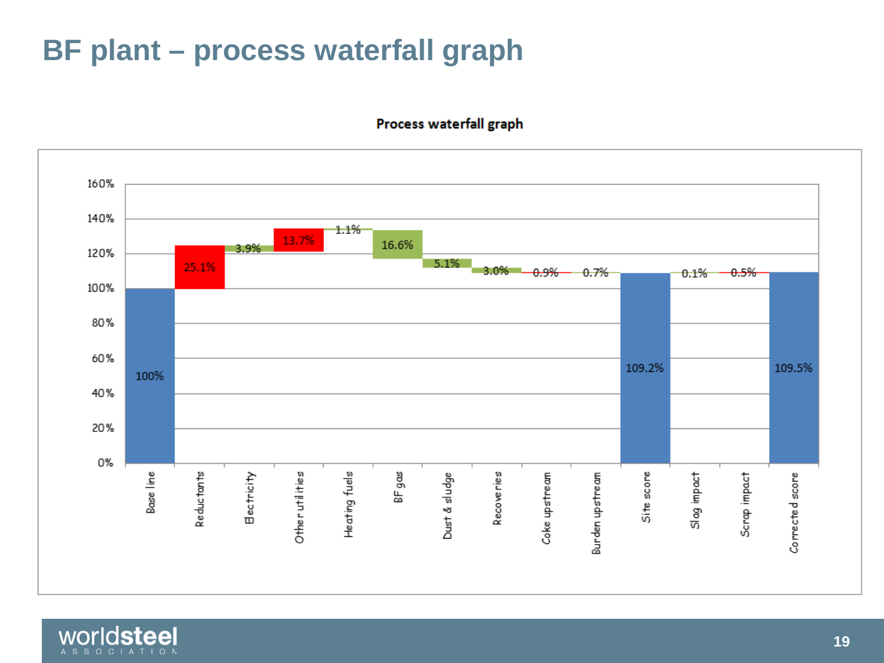# BF plant – process waterfall graph

**Process waterfall graph**

| Category | Value |
|---|---|
| Base line | 100% |
| Reductants | 25.1% |
| Electricity | 3.9% |
| Other utilities | 13.7% |
| Heating fuels | 1.1% |
| BF gas | 16.6% |
| Dust & sludge | 5.1% |
| Recoveries | 3.0% |
| Coke upstream | 0.9% |
| Burden upstream | 0.7% |
| Site score | 109.2% |
| Slag impact | 0.1% |
| Scrap impact | 0.5% |
| Corrected score | 109.5% |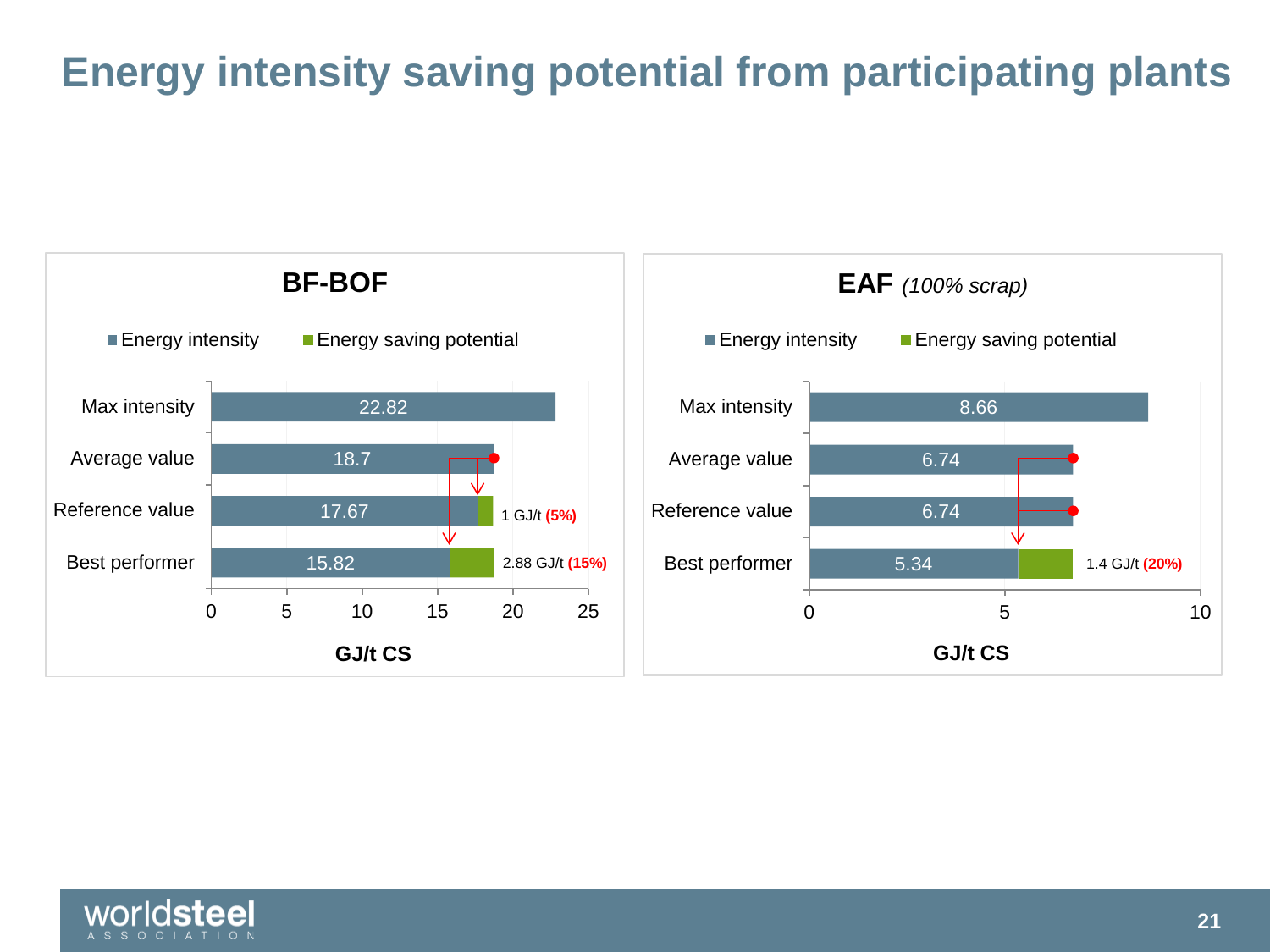# Energy intensity saving potential from participating plants

## BF-BOF

| | Energy intensity | Energy saving potential |
|---|---|---|
| Max intensity | 22.82 | |
| Average value | 18.7 | |
| Reference value | 17.67 | 1 GJ/t **(5%)** |
| Best performer | 15.82 | 2.88 GJ/t **(15%)** |

GJ/t CS

## EAF *(100% scrap)*

| | Energy intensity | Energy saving potential |
|---|---|---|
| Max intensity | 8.66 | |
| Average value | 6.74 | |
| Reference value | 6.74 | |
| Best performer | 5.34 | 1.4 GJ/t **(20%)** |

GJ/t CS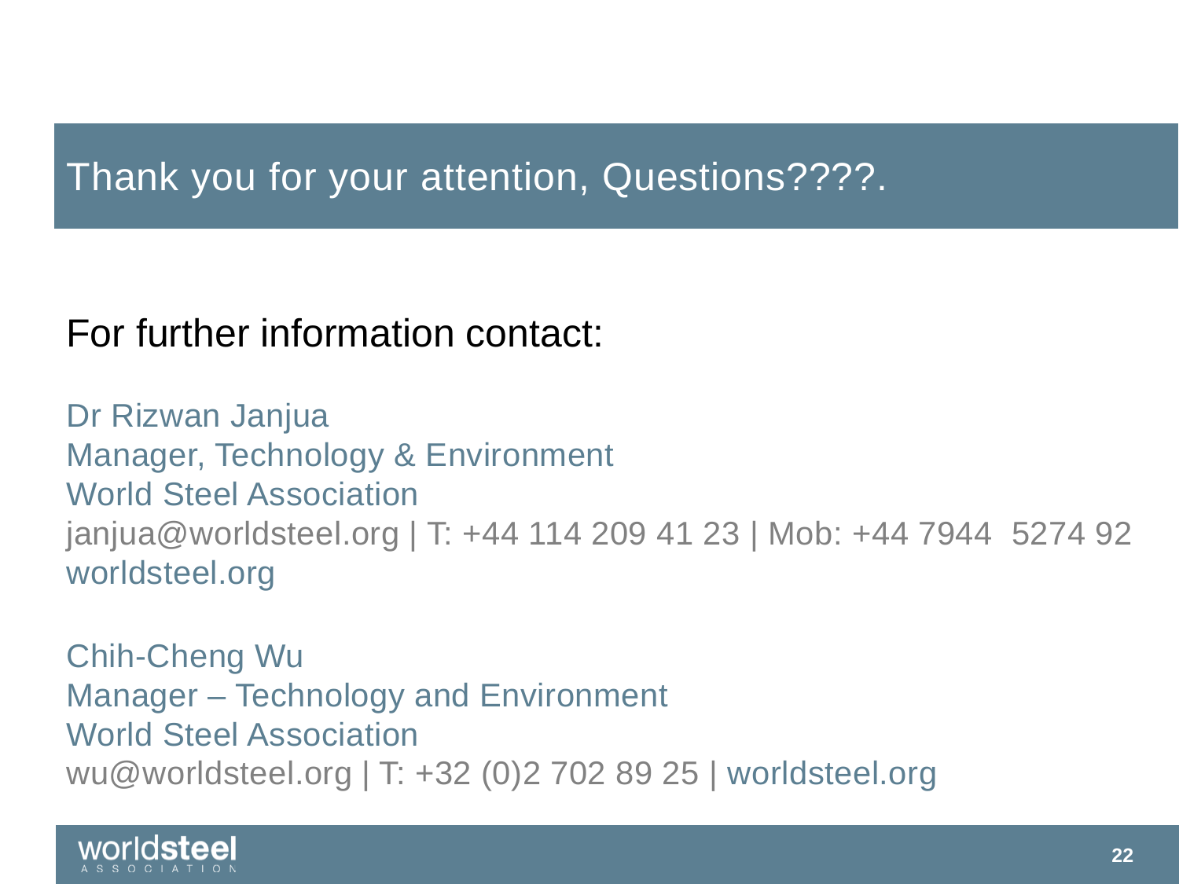## Thank you for your attention, Questions????.

For further information contact:

Dr Rizwan Janjua
Manager, Technology & Environment
World Steel Association
janjua@worldsteel.org | T: +44 114 209 41 23 | Mob: +44 7944  5274 92
worldsteel.org

Chih-Cheng Wu
Manager – Technology and Environment
World Steel Association
wu@worldsteel.org | T: +32 (0)2 702 89 25 | worldsteel.org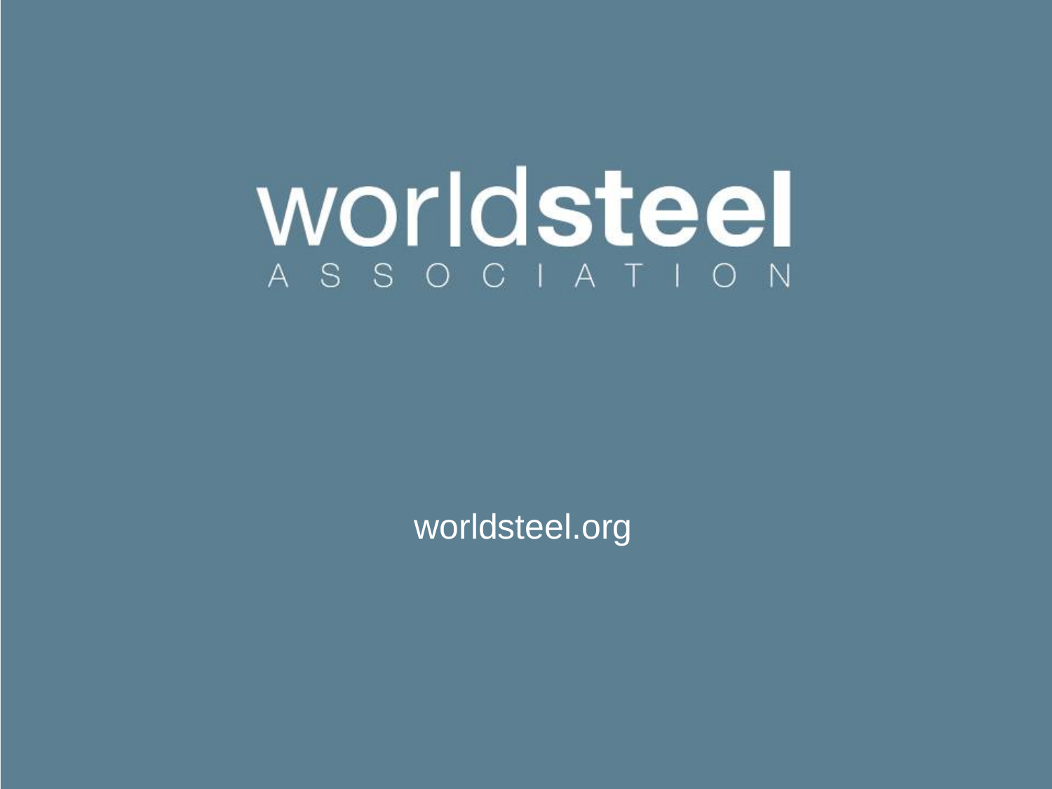worldsteel

ASSOCIATION

worldsteel.org